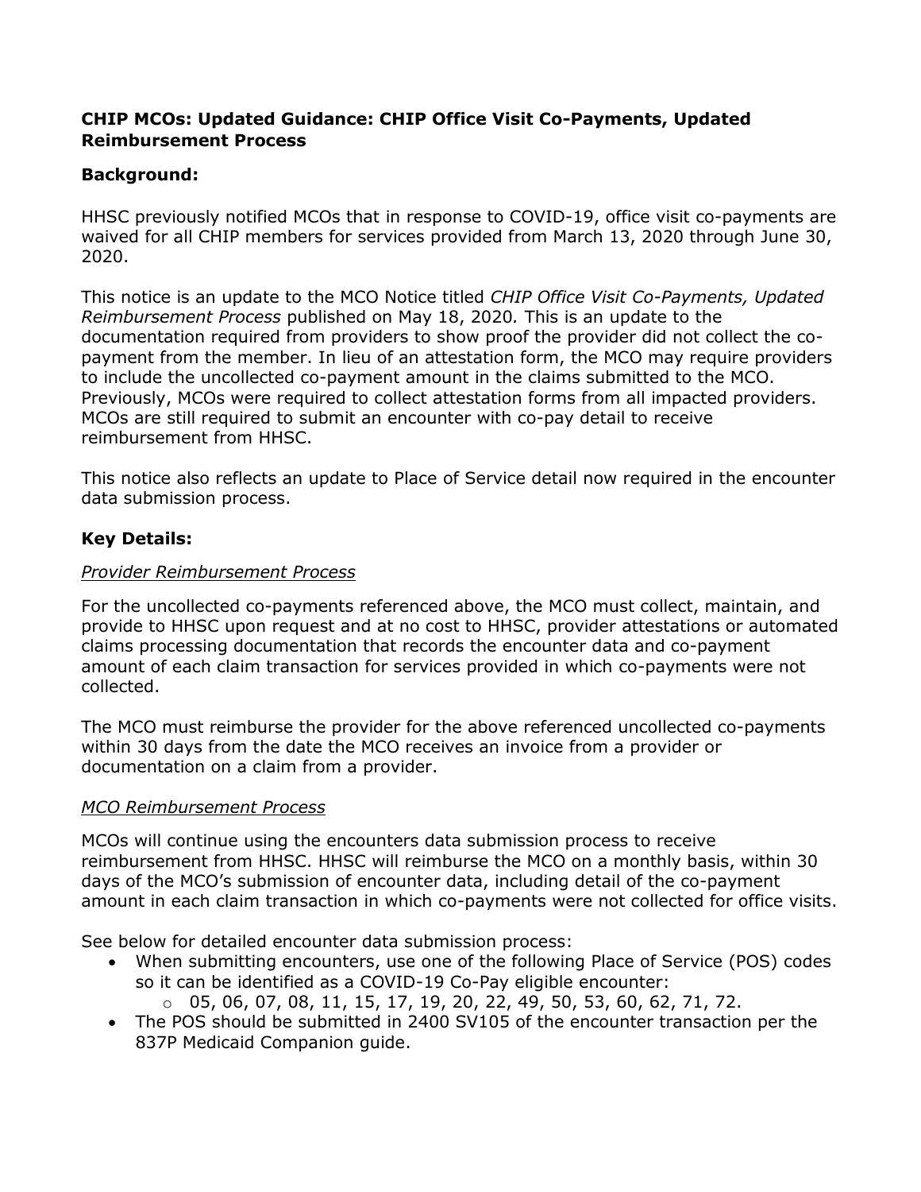**CHIP MCOs: Updated Guidance: CHIP Office Visit Co-Payments, Updated Reimbursement Process**

**Background:**

HHSC previously notified MCOs that in response to COVID-19, office visit co-payments are waived for all CHIP members for services provided from March 13, 2020 through June 30, 2020.

This notice is an update to the MCO Notice titled *CHIP Office Visit Co-Payments, Updated Reimbursement Process* published on May 18, 2020*.* This is an update to the documentation required from providers to show proof the provider did not collect the co-payment from the member. In lieu of an attestation form, the MCO may require providers to include the uncollected co-payment amount in the claims submitted to the MCO. Previously, MCOs were required to collect attestation forms from all impacted providers. MCOs are still required to submit an encounter with co-pay detail to receive reimbursement from HHSC.

This notice also reflects an update to Place of Service detail now required in the encounter data submission process.

**Key Details:**

*Provider Reimbursement Process*

For the uncollected co-payments referenced above, the MCO must collect, maintain, and provide to HHSC upon request and at no cost to HHSC, provider attestations or automated claims processing documentation that records the encounter data and co-payment amount of each claim transaction for services provided in which co-payments were not collected.

The MCO must reimburse the provider for the above referenced uncollected co-payments within 30 days from the date the MCO receives an invoice from a provider or documentation on a claim from a provider.

*MCO Reimbursement Process*

MCOs will continue using the encounters data submission process to receive reimbursement from HHSC. HHSC will reimburse the MCO on a monthly basis, within 30 days of the MCO's submission of encounter data, including detail of the co-payment amount in each claim transaction in which co-payments were not collected for office visits.

See below for detailed encounter data submission process:

- When submitting encounters, use one of the following Place of Service (POS) codes so it can be identified as a COVID-19 Co-Pay eligible encounter:
  - 05, 06, 07, 08, 11, 15, 17, 19, 20, 22, 49, 50, 53, 60, 62, 71, 72.
- The POS should be submitted in 2400 SV105 of the encounter transaction per the 837P Medicaid Companion guide.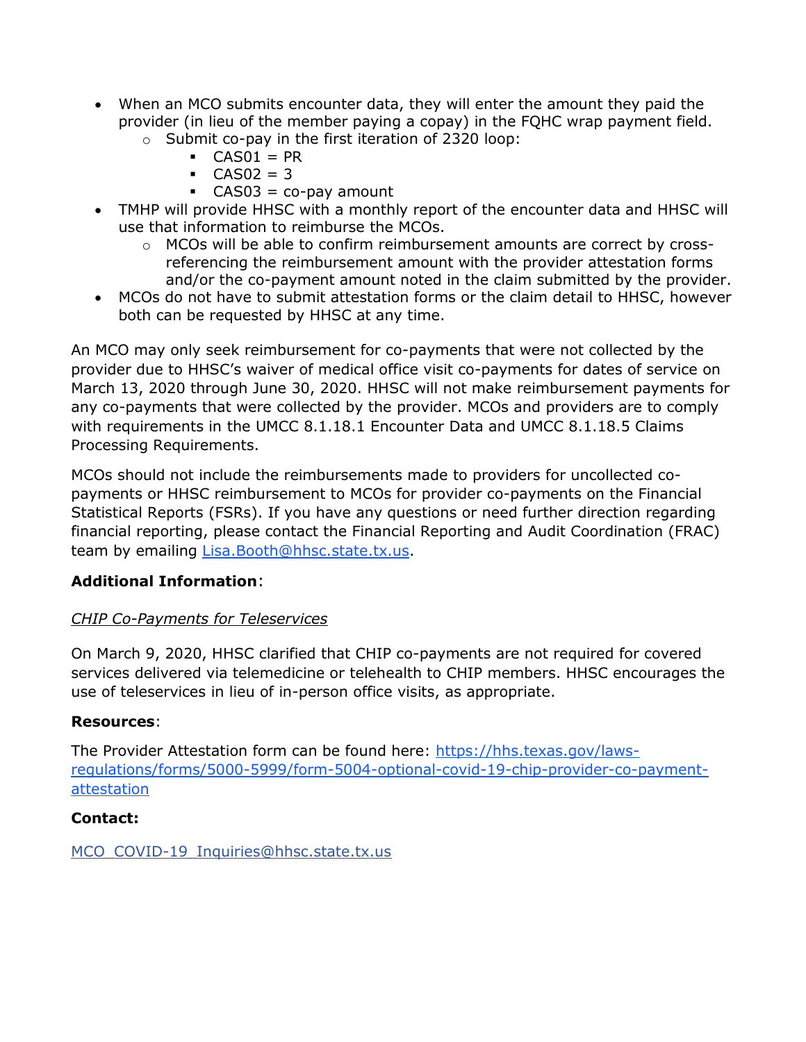- When an MCO submits encounter data, they will enter the amount they paid the provider (in lieu of the member paying a copay) in the FQHC wrap payment field.
  - Submit co-pay in the first iteration of 2320 loop:
    - CAS01 = PR
    - CAS02 = 3
    - CAS03 = co-pay amount
- TMHP will provide HHSC with a monthly report of the encounter data and HHSC will use that information to reimburse the MCOs.
  - MCOs will be able to confirm reimbursement amounts are correct by cross-referencing the reimbursement amount with the provider attestation forms and/or the co-payment amount noted in the claim submitted by the provider.
- MCOs do not have to submit attestation forms or the claim detail to HHSC, however both can be requested by HHSC at any time.

An MCO may only seek reimbursement for co-payments that were not collected by the provider due to HHSC's waiver of medical office visit co-payments for dates of service on March 13, 2020 through June 30, 2020. HHSC will not make reimbursement payments for any co-payments that were collected by the provider. MCOs and providers are to comply with requirements in the UMCC 8.1.18.1 Encounter Data and UMCC 8.1.18.5 Claims Processing Requirements.

MCOs should not include the reimbursements made to providers for uncollected co-payments or HHSC reimbursement to MCOs for provider co-payments on the Financial Statistical Reports (FSRs). If you have any questions or need further direction regarding financial reporting, please contact the Financial Reporting and Audit Coordination (FRAC) team by emailing Lisa.Booth@hhsc.state.tx.us.

**Additional Information**:

*CHIP Co-Payments for Teleservices*

On March 9, 2020, HHSC clarified that CHIP co-payments are not required for covered services delivered via telemedicine or telehealth to CHIP members. HHSC encourages the use of teleservices in lieu of in-person office visits, as appropriate.

**Resources**:

The Provider Attestation form can be found here: https://hhs.texas.gov/laws-regulations/forms/5000-5999/form-5004-optional-covid-19-chip-provider-co-payment-attestation

**Contact:**

MCO_COVID-19_Inquiries@hhsc.state.tx.us